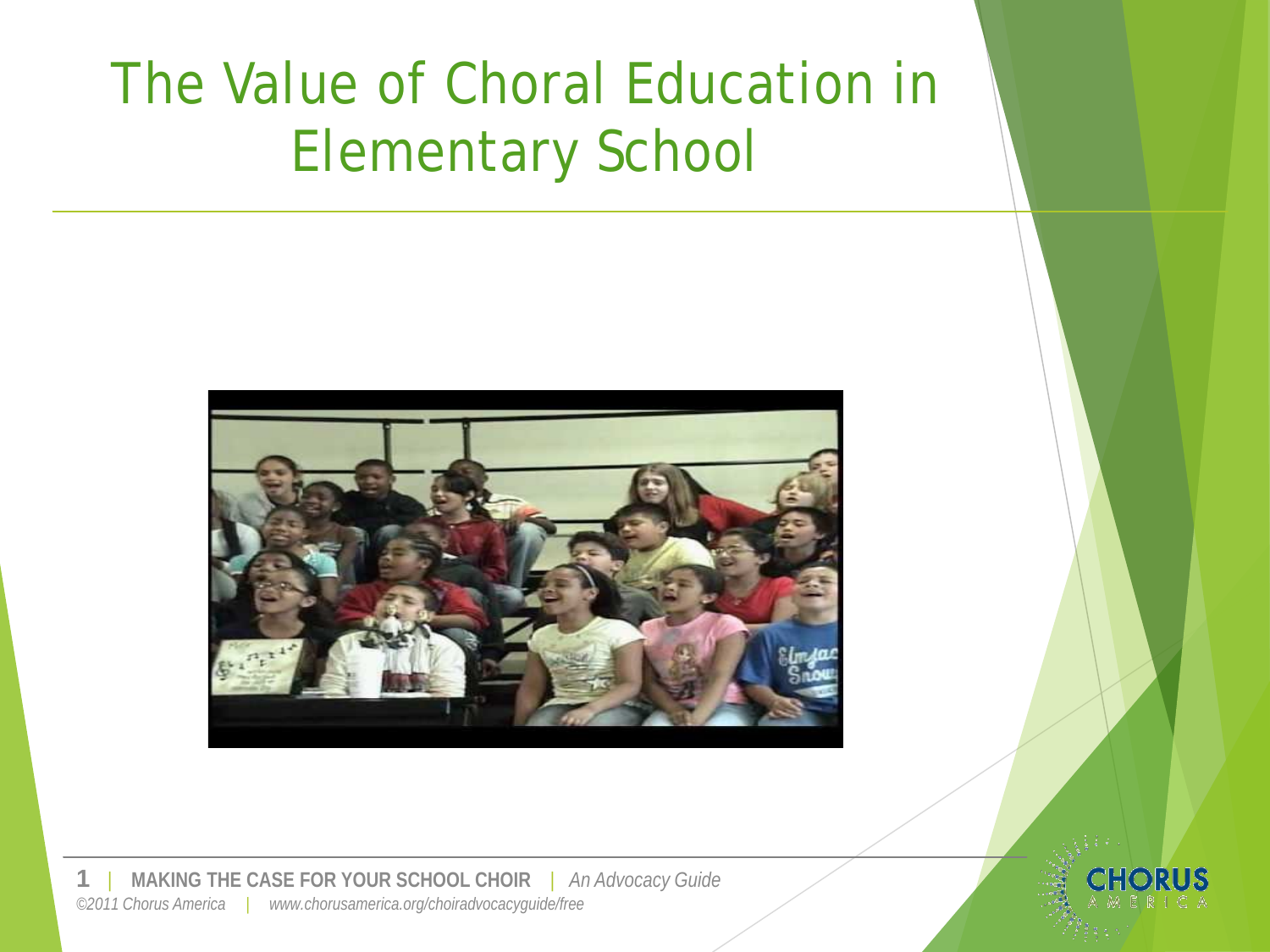# The Value of Choral Education in Elementary School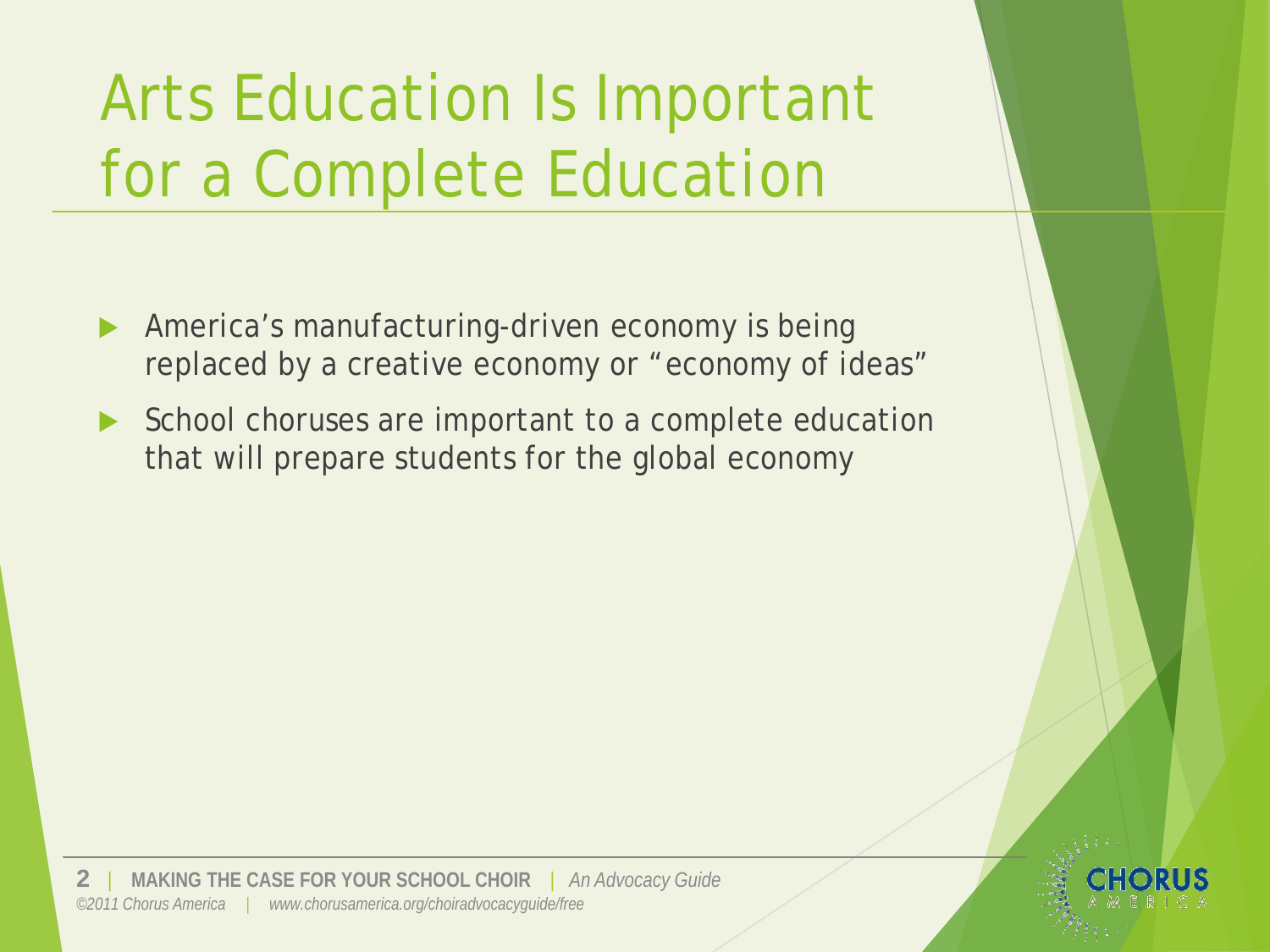# Arts Education Is Important for a Complete Education

- America's manufacturing-driven economy is being replaced by a creative economy or "economy of ideas"
- School choruses are important to a complete education that will prepare students for the global economy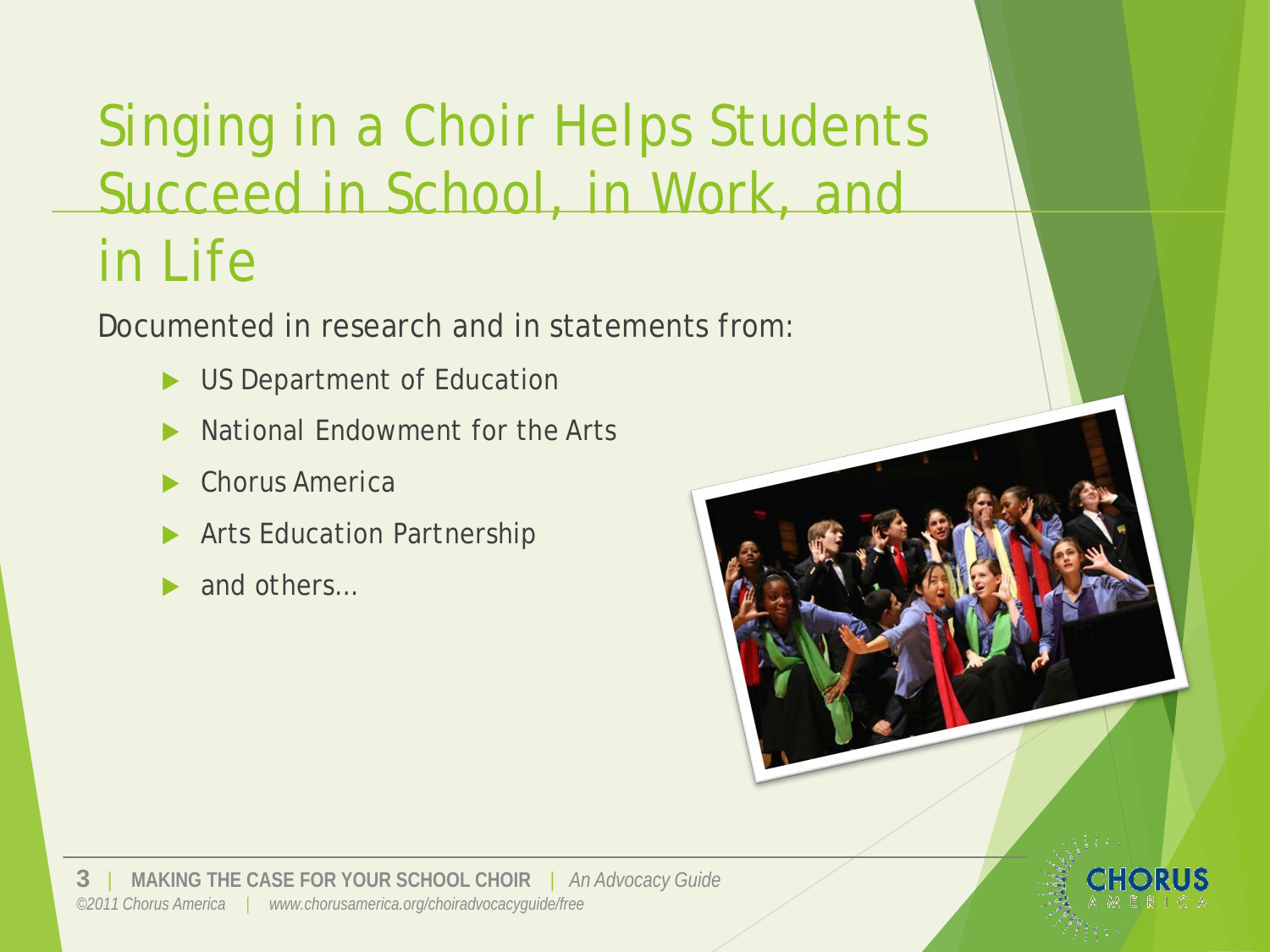# Singing in a Choir Helps Students Succeed in School, in Work, and in Life

Documented in research and in statements from:

- US Department of Education
- National Endowment for the Arts
- Chorus America
- Arts Education Partnership
- and others…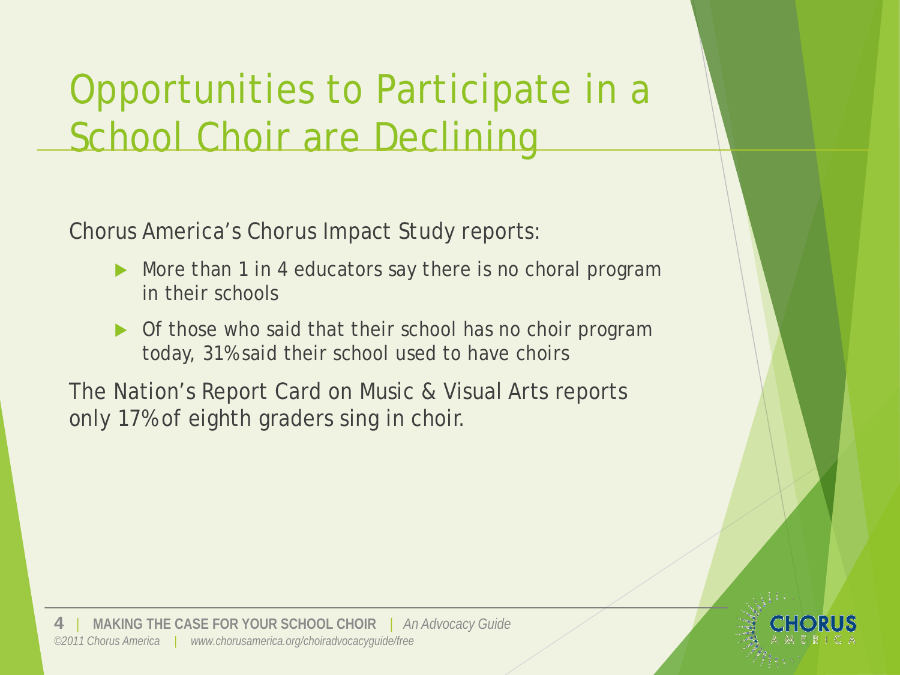# Opportunities to Participate in a School Choir are Declining

Chorus America's Chorus Impact Study reports:

- More than 1 in 4 educators say there is no choral program in their schools
- Of those who said that their school has no choir program today, 31% said their school used to have choirs

The Nation's Report Card on Music & Visual Arts reports only 17% of eighth graders sing in choir.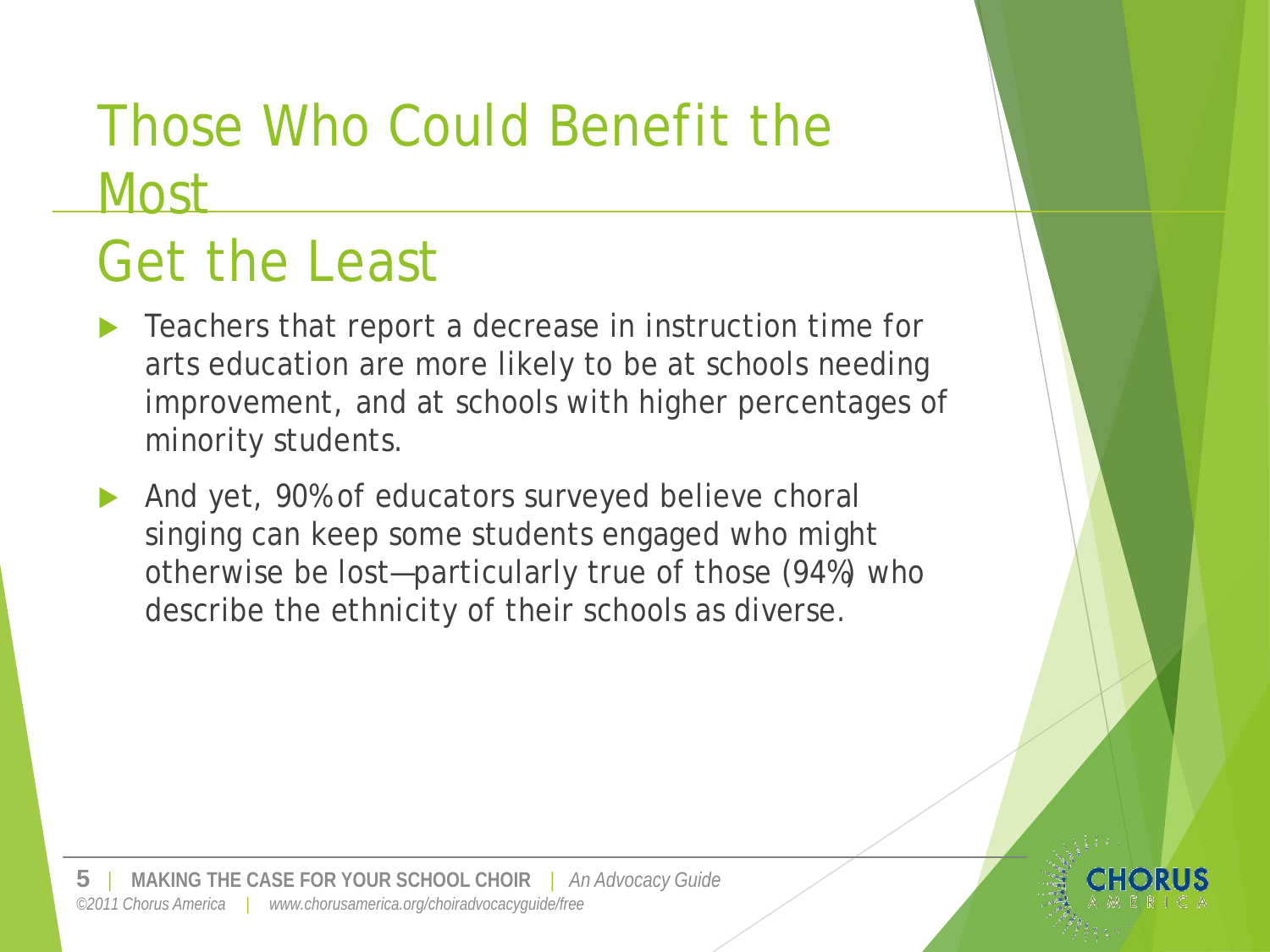# Those Who Could Benefit the Most Get the Least

- Teachers that report a decrease in instruction time for arts education are more likely to be at schools needing improvement, and at schools with higher percentages of minority students.
- And yet, 90% of educators surveyed believe choral singing can keep some students engaged who might otherwise be lost—particularly true of those (94%) who describe the ethnicity of their schools as diverse.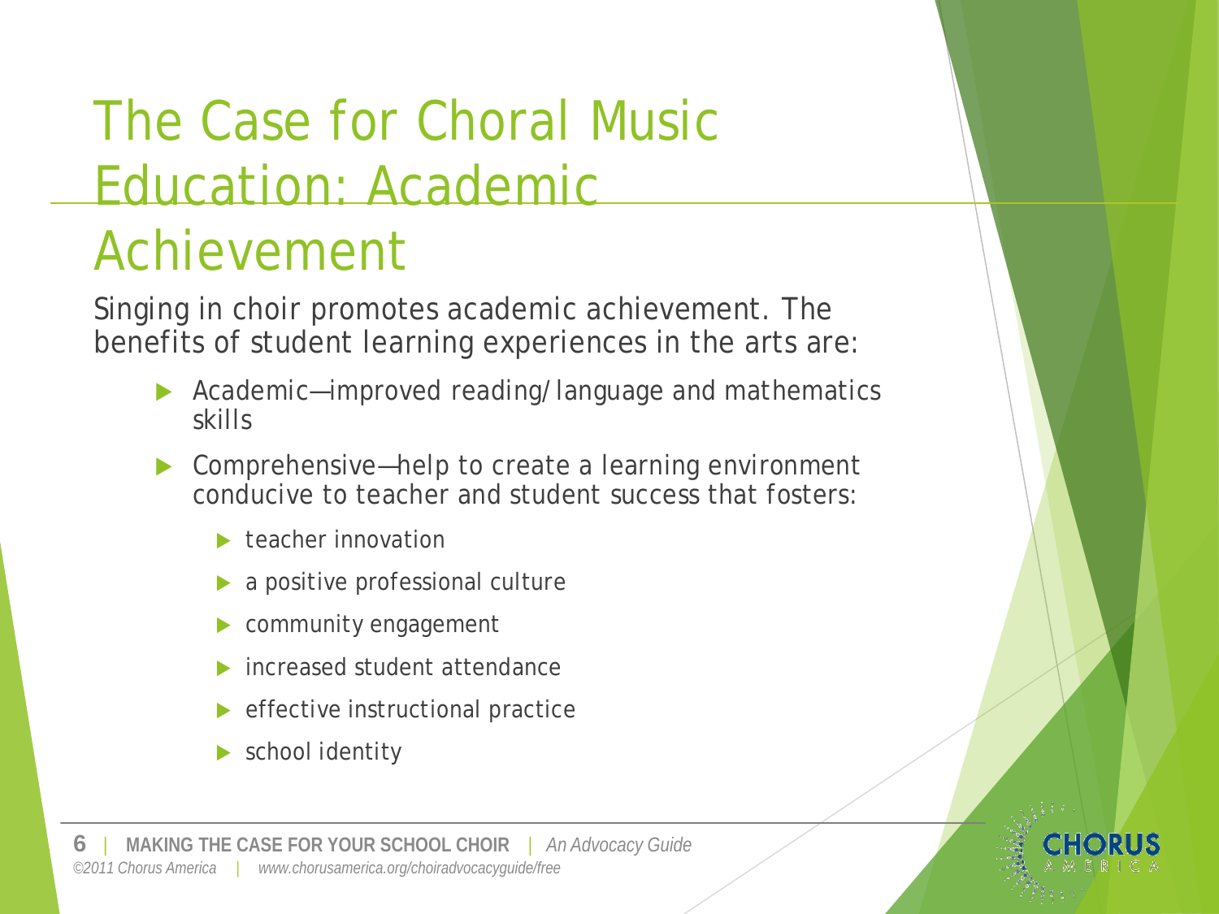# The Case for Choral Music Education: Academic Achievement

Singing in choir promotes academic achievement. The benefits of student learning experiences in the arts are:

- Academic—improved reading/language and mathematics skills
- Comprehensive—help to create a learning environment conducive to teacher and student success that fosters:
  - teacher innovation
  - a positive professional culture
  - community engagement
  - increased student attendance
  - effective instructional practice
  - school identity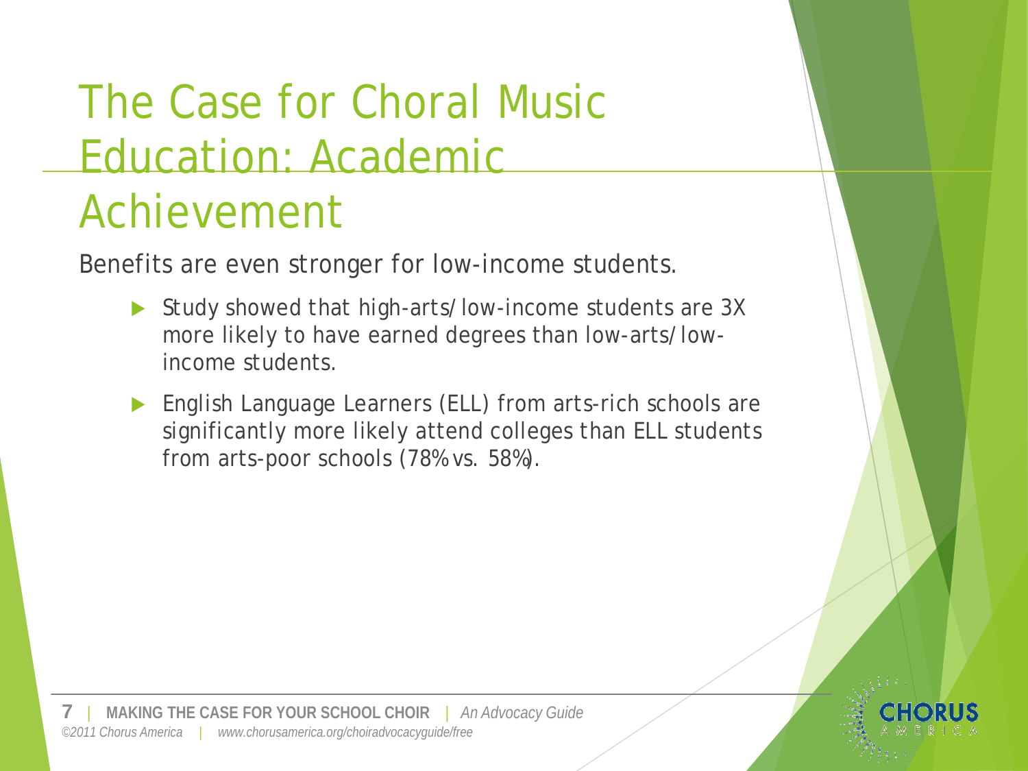# The Case for Choral Music Education: Academic Achievement

Benefits are even stronger for low-income students.

- Study showed that high-arts/low-income students are 3X more likely to have earned degrees than low-arts/low-income students.
- English Language Learners (ELL) from arts-rich schools are significantly more likely attend colleges than ELL students from arts-poor schools (78% vs. 58%).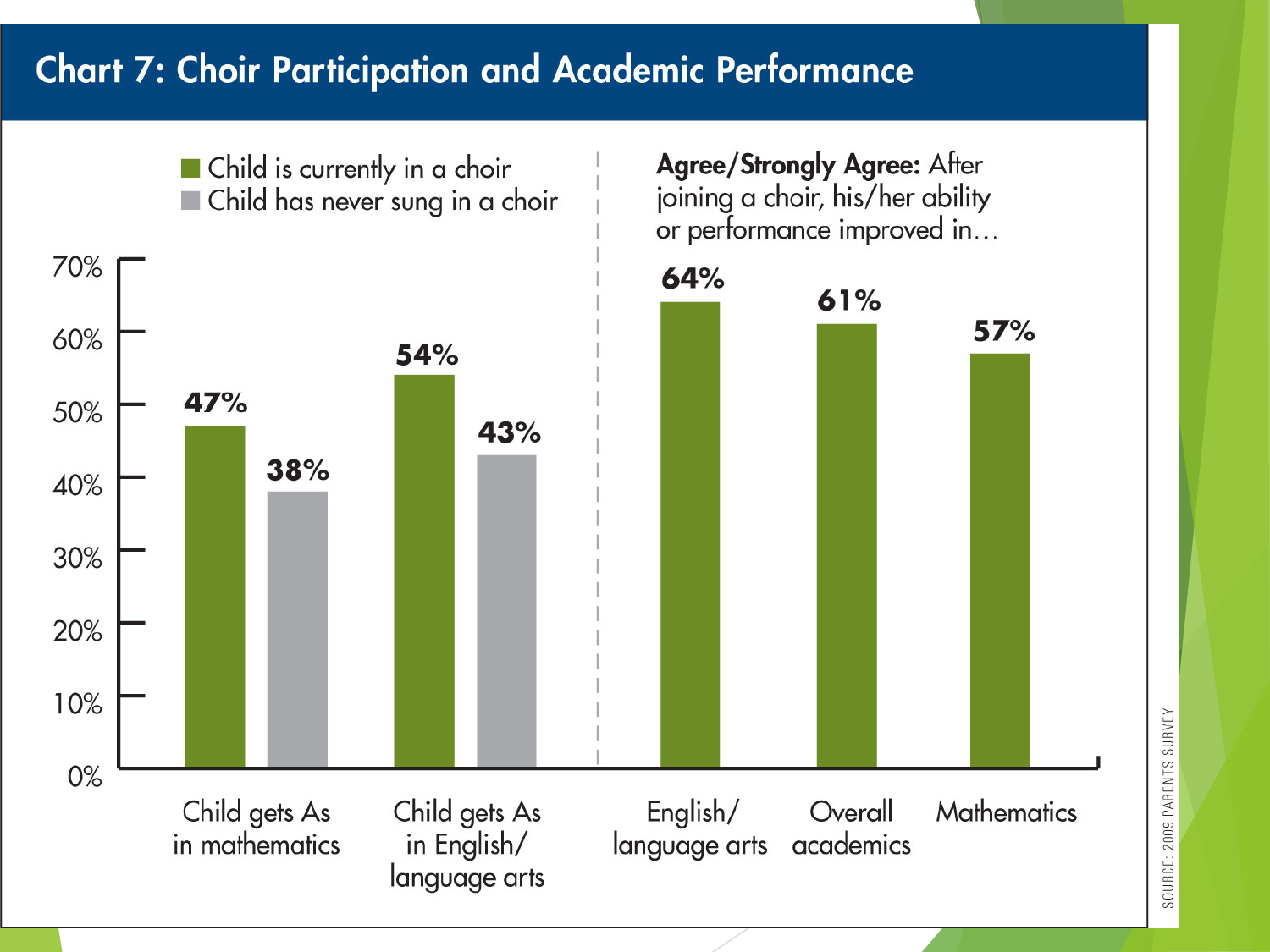# Chart 7: Choir Participation and Academic Performance

| | Child is currently in a choir | Child has never sung in a choir |
|---|---|---|
| Child gets As in mathematics | 47% | 38% |
| Child gets As in English/language arts | 54% | 43% |

**Agree/Strongly Agree:** After joining a choir, his/her ability or performance improved in…

| Subject | Percentage |
|---|---|
| English/language arts | 64% |
| Overall academics | 61% |
| Mathematics | 57% |

SOURCE: 2009 PARENTS SURVEY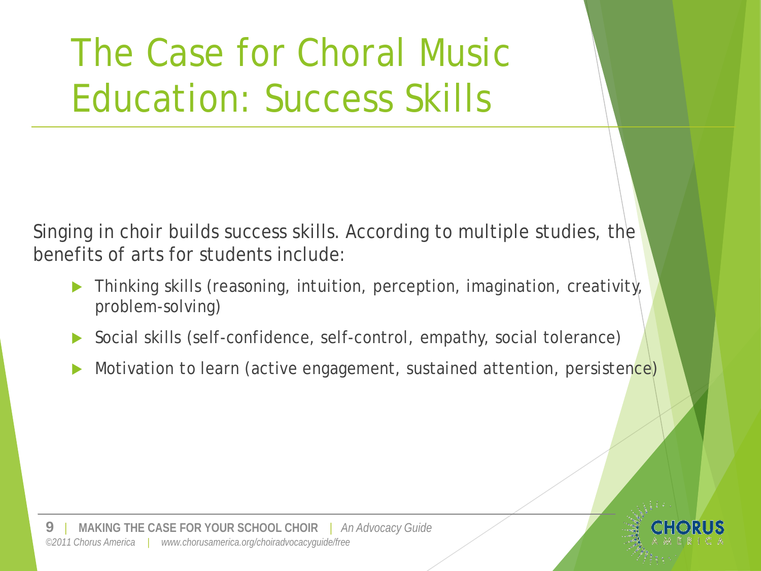# The Case for Choral Music Education: Success Skills

Singing in choir builds success skills. According to multiple studies, the benefits of arts for students include:

- Thinking skills (reasoning, intuition, perception, imagination, creativity, problem-solving)
- Social skills (self-confidence, self-control, empathy, social tolerance)
- Motivation to learn (active engagement, sustained attention, persistence)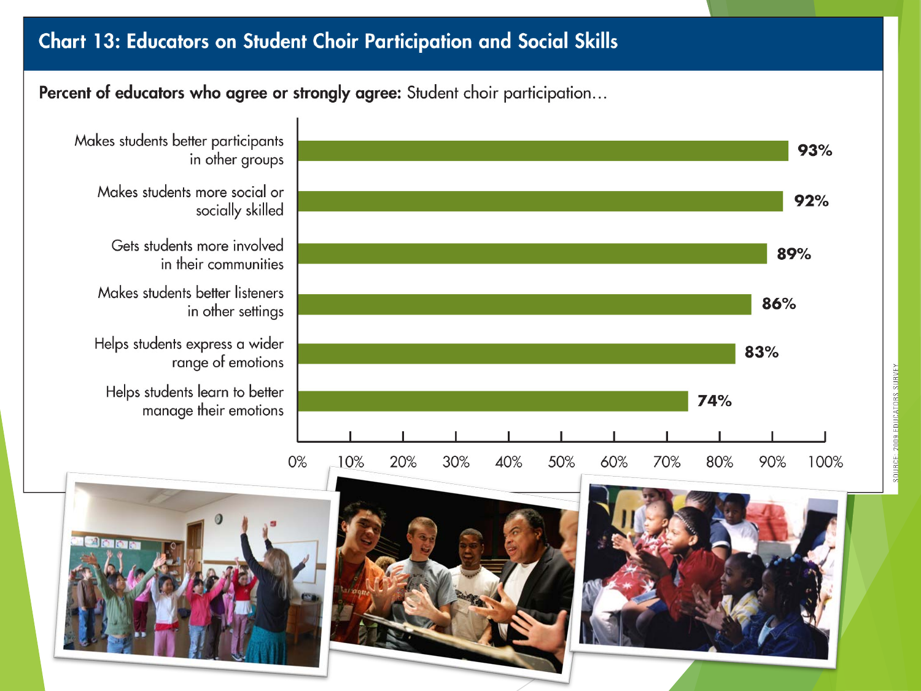## Chart 13: Educators on Student Choir Participation and Social Skills

**Percent of educators who agree or strongly agree:** Student choir participation…

| Statement | Percent |
|---|---|
| Makes students better participants in other groups | 93% |
| Makes students more social or socially skilled | 92% |
| Gets students more involved in their communities | 89% |
| Makes students better listeners in other settings | 86% |
| Helps students express a wider range of emotions | 83% |
| Helps students learn to better manage their emotions | 74% |

SOURCE: 2009 EDUCATORS SURVEY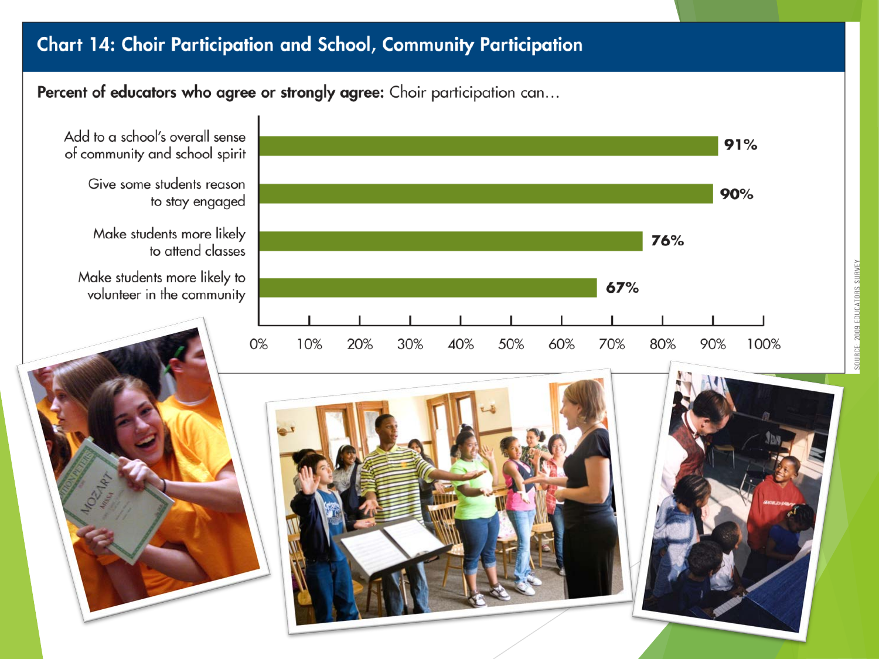## Chart 14: Choir Participation and School, Community Participation

**Percent of educators who agree or strongly agree:** Choir participation can…

| Statement | Percent |
| --- | --- |
| Add to a school's overall sense of community and school spirit | 91% |
| Give some students reason to stay engaged | 90% |
| Make students more likely to attend classes | 76% |
| Make students more likely to volunteer in the community | 67% |

SOURCE: 2009 EDUCATORS SURVEY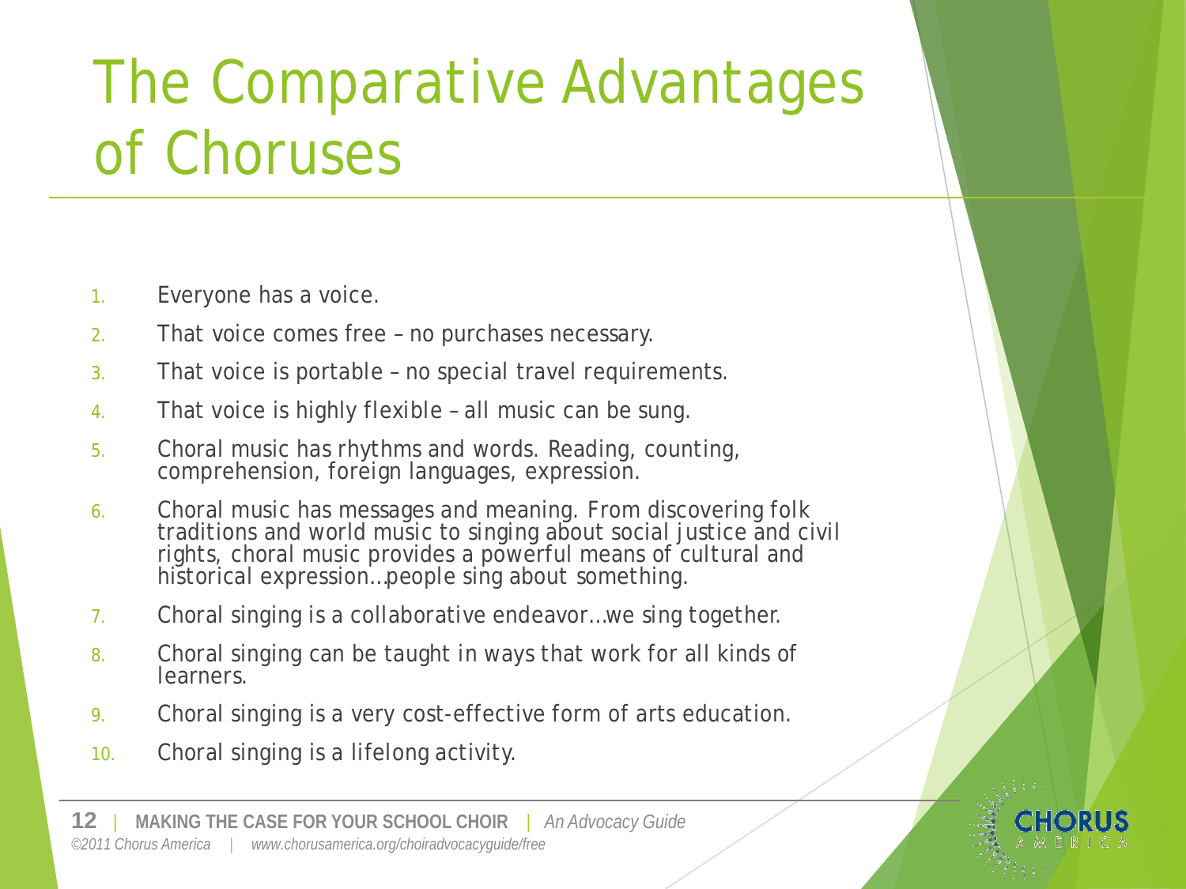# The Comparative Advantages of Choruses

1. Everyone has a voice.
2. That voice comes free – no purchases necessary.
3. That voice is portable – no special travel requirements.
4. That voice is highly flexible – all music can be sung.
5. Choral music has rhythms and words. Reading, counting, comprehension, foreign languages, expression.
6. Choral music has messages and meaning. From discovering folk traditions and world music to singing about social justice and civil rights, choral music provides a powerful means of cultural and historical expression…people sing about something.
7. Choral singing is a collaborative endeavor…we sing together.
8. Choral singing can be taught in ways that work for all kinds of learners.
9. Choral singing is a very cost-effective form of arts education.
10. Choral singing is a lifelong activity.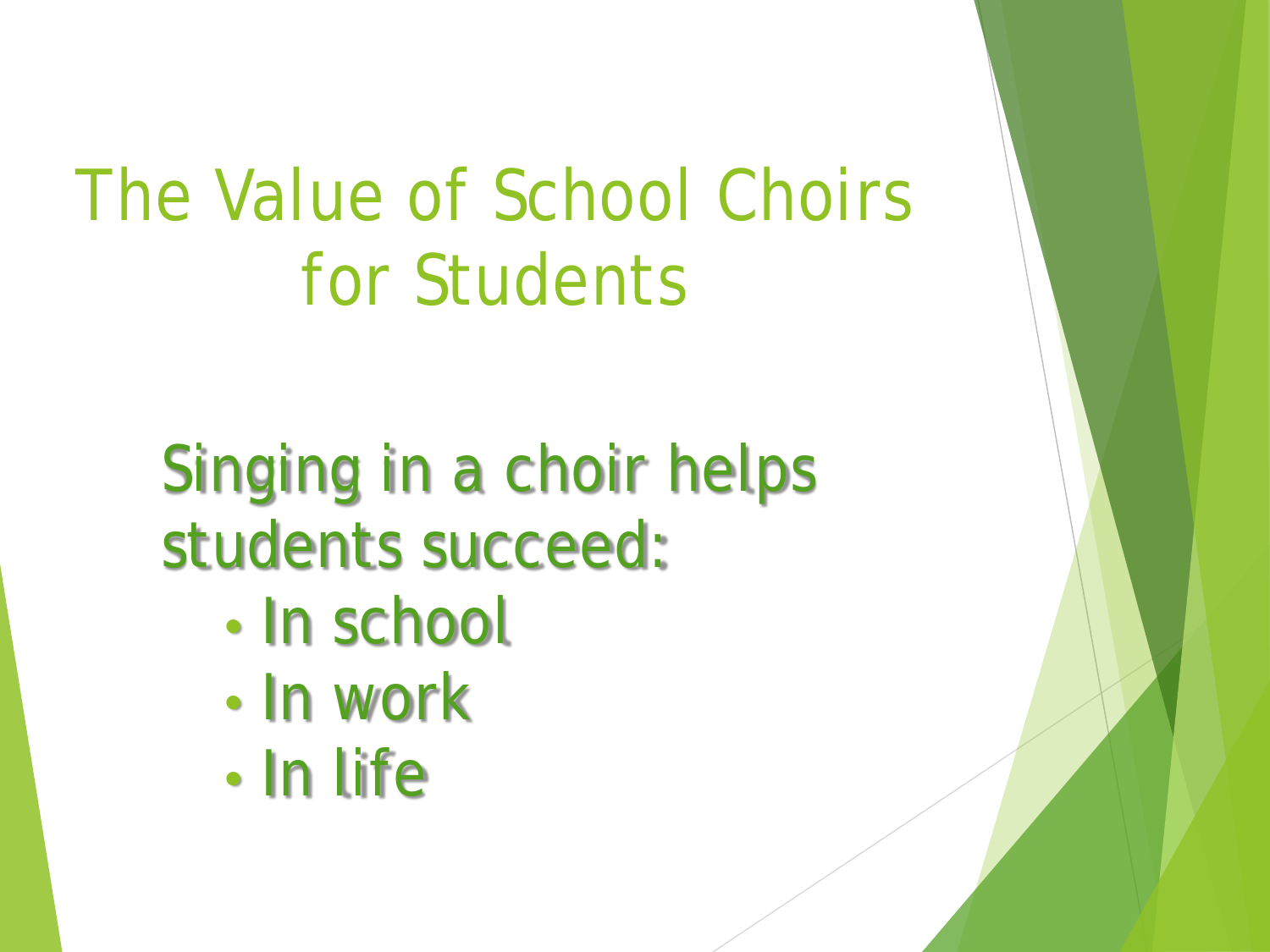# The Value of School Choirs for Students

Singing in a choir helps students succeed:

- In school
- In work
- In life